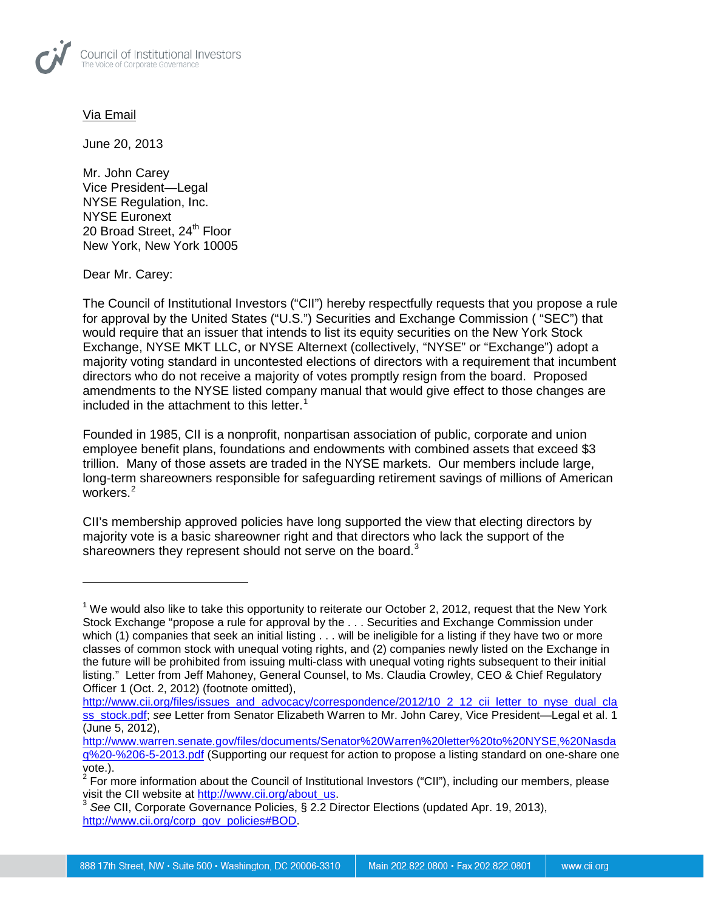Council of Institutional Investors
The Voice of Corporate Governance

Via Email

June 20, 2013

Mr. John Carey
Vice President—Legal
NYSE Regulation, Inc.
NYSE Euronext
20 Broad Street, 24th Floor
New York, New York 10005

Dear Mr. Carey:

The Council of Institutional Investors ("CII") hereby respectfully requests that you propose a rule for approval by the United States ("U.S.") Securities and Exchange Commission ( "SEC") that would require that an issuer that intends to list its equity securities on the New York Stock Exchange, NYSE MKT LLC, or NYSE Alternext (collectively, "NYSE" or "Exchange") adopt a majority voting standard in uncontested elections of directors with a requirement that incumbent directors who do not receive a majority of votes promptly resign from the board. Proposed amendments to the NYSE listed company manual that would give effect to those changes are included in the attachment to this letter.[1]

Founded in 1985, CII is a nonprofit, nonpartisan association of public, corporate and union employee benefit plans, foundations and endowments with combined assets that exceed $3 trillion. Many of those assets are traded in the NYSE markets. Our members include large, long-term shareowners responsible for safeguarding retirement savings of millions of American workers.[2]

CII's membership approved policies have long supported the view that electing directors by majority vote is a basic shareowner right and that directors who lack the support of the shareowners they represent should not serve on the board.[3]

---

[1] We would also like to take this opportunity to reiterate our October 2, 2012, request that the New York Stock Exchange "propose a rule for approval by the . . . Securities and Exchange Commission under which (1) companies that seek an initial listing . . . will be ineligible for a listing if they have two or more classes of common stock with unequal voting rights, and (2) companies newly listed on the Exchange in the future will be prohibited from issuing multi-class with unequal voting rights subsequent to their initial listing." Letter from Jeff Mahoney, General Counsel, to Ms. Claudia Crowley, CEO & Chief Regulatory Officer 1 (Oct. 2, 2012) (footnote omitted), http://www.cii.org/files/issues_and_advocacy/correspondence/2012/10_2_12_cii_letter_to_nyse_dual_class_stock.pdf; *see* Letter from Senator Elizabeth Warren to Mr. John Carey, Vice President—Legal et al. 1 (June 5, 2012), http://www.warren.senate.gov/files/documents/Senator%20Warren%20letter%20to%20NYSE,%20Nasdaq%20-%206-5-2013.pdf (Supporting our request for action to propose a listing standard on one-share one vote.).

[2] For more information about the Council of Institutional Investors ("CII"), including our members, please visit the CII website at http://www.cii.org/about_us.

[3] *See* CII, Corporate Governance Policies, § 2.2 Director Elections (updated Apr. 19, 2013), http://www.cii.org/corp_gov_policies#BOD.

888 17th Street, NW • Suite 500 • Washington, DC 20006-3310 | Main 202.822.0800 • Fax 202.822.0801 | www.cii.org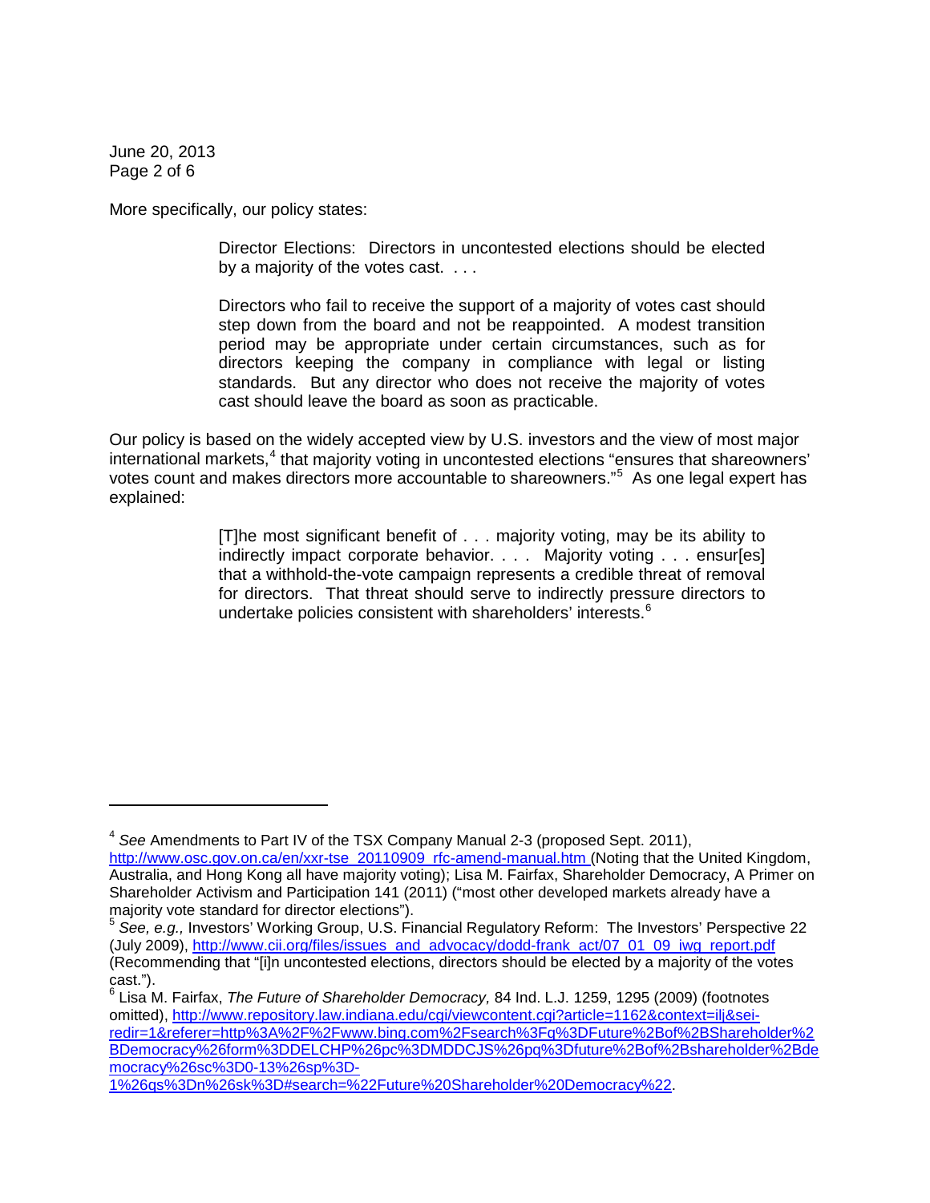More specifically, our policy states:

> Director Elections: Directors in uncontested elections should be elected by a majority of the votes cast. . . .
>
> Directors who fail to receive the support of a majority of votes cast should step down from the board and not be reappointed. A modest transition period may be appropriate under certain circumstances, such as for directors keeping the company in compliance with legal or listing standards. But any director who does not receive the majority of votes cast should leave the board as soon as practicable.

Our policy is based on the widely accepted view by U.S. investors and the view of most major international markets,[4] that majority voting in uncontested elections "ensures that shareowners' votes count and makes directors more accountable to shareowners."[5] As one legal expert has explained:

> [T]he most significant benefit of . . . majority voting, may be its ability to indirectly impact corporate behavior. . . . Majority voting . . . ensur[es] that a withhold-the-vote campaign represents a credible threat of removal for directors. That threat should serve to indirectly pressure directors to undertake policies consistent with shareholders' interests.[6]

---

[4] *See* Amendments to Part IV of the TSX Company Manual 2-3 (proposed Sept. 2011), http://www.osc.gov.on.ca/en/xxr-tse_20110909_rfc-amend-manual.htm (Noting that the United Kingdom, Australia, and Hong Kong all have majority voting); Lisa M. Fairfax, Shareholder Democracy, A Primer on Shareholder Activism and Participation 141 (2011) ("most other developed markets already have a majority vote standard for director elections").

[5] *See, e.g.,* Investors' Working Group, U.S. Financial Regulatory Reform: The Investors' Perspective 22 (July 2009), http://www.cii.org/files/issues_and_advocacy/dodd-frank_act/07_01_09_iwg_report.pdf (Recommending that "[i]n uncontested elections, directors should be elected by a majority of the votes cast.").

[6] Lisa M. Fairfax, *The Future of Shareholder Democracy,* 84 Ind. L.J. 1259, 1295 (2009) (footnotes omitted), http://www.repository.law.indiana.edu/cgi/viewcontent.cgi?article=1162&context=ilj&sei-redir=1&referer=http%3A%2F%2Fwww.bing.com%2Fsearch%3Fq%3DFuture%2Bof%2BShareholder%2BDemocracy%26form%3DDELCHP%26pc%3DMDDCJS%26pq%3Dfuture%2Bof%2Bshareholder%2Bdemocracy%26sc%3D0-13%26sp%3D-1%26qs%3Dn%26sk%3D#search=%22Future%20Shareholder%20Democracy%22.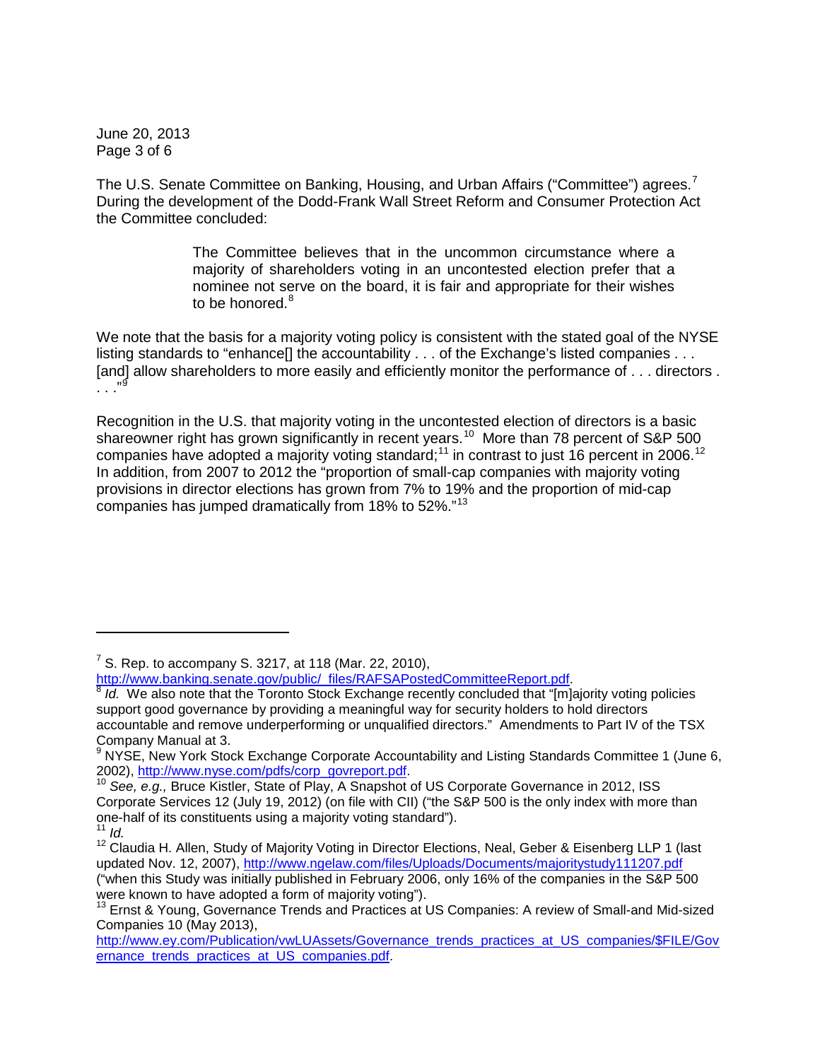The U.S. Senate Committee on Banking, Housing, and Urban Affairs ("Committee") agrees.[7] During the development of the Dodd-Frank Wall Street Reform and Consumer Protection Act the Committee concluded:

> The Committee believes that in the uncommon circumstance where a majority of shareholders voting in an uncontested election prefer that a nominee not serve on the board, it is fair and appropriate for their wishes to be honored.[8]

We note that the basis for a majority voting policy is consistent with the stated goal of the NYSE listing standards to "enhance[] the accountability . . . of the Exchange's listed companies . . . [and] allow shareholders to more easily and efficiently monitor the performance of . . . directors . . . ."[9]

Recognition in the U.S. that majority voting in the uncontested election of directors is a basic shareowner right has grown significantly in recent years.[10] More than 78 percent of S&P 500 companies have adopted a majority voting standard;[11] in contrast to just 16 percent in 2006.[12] In addition, from 2007 to 2012 the "proportion of small-cap companies with majority voting provisions in director elections has grown from 7% to 19% and the proportion of mid-cap companies has jumped dramatically from 18% to 52%."[13]

---

[7] S. Rep. to accompany S. 3217, at 118 (Mar. 22, 2010), http://www.banking.senate.gov/public/_files/RAFSAPostedCommitteeReport.pdf.

[8] *Id.* We also note that the Toronto Stock Exchange recently concluded that "[m]ajority voting policies support good governance by providing a meaningful way for security holders to hold directors accountable and remove underperforming or unqualified directors." Amendments to Part IV of the TSX Company Manual at 3.

[9] NYSE, New York Stock Exchange Corporate Accountability and Listing Standards Committee 1 (June 6, 2002), http://www.nyse.com/pdfs/corp_govreport.pdf.

[10] *See, e.g.,* Bruce Kistler, State of Play, A Snapshot of US Corporate Governance in 2012, ISS Corporate Services 12 (July 19, 2012) (on file with CII) ("the S&P 500 is the only index with more than one-half of its constituents using a majority voting standard").

[11] *Id.*

[12] Claudia H. Allen, Study of Majority Voting in Director Elections, Neal, Geber & Eisenberg LLP 1 (last updated Nov. 12, 2007), http://www.ngelaw.com/files/Uploads/Documents/majoritystudy111207.pdf ("when this Study was initially published in February 2006, only 16% of the companies in the S&P 500 were known to have adopted a form of majority voting").

[13] Ernst & Young, Governance Trends and Practices at US Companies: A review of Small-and Mid-sized Companies 10 (May 2013), http://www.ey.com/Publication/vwLUAssets/Governance_trends_practices_at_US_companies/$FILE/Governance_trends_practices_at_US_companies.pdf.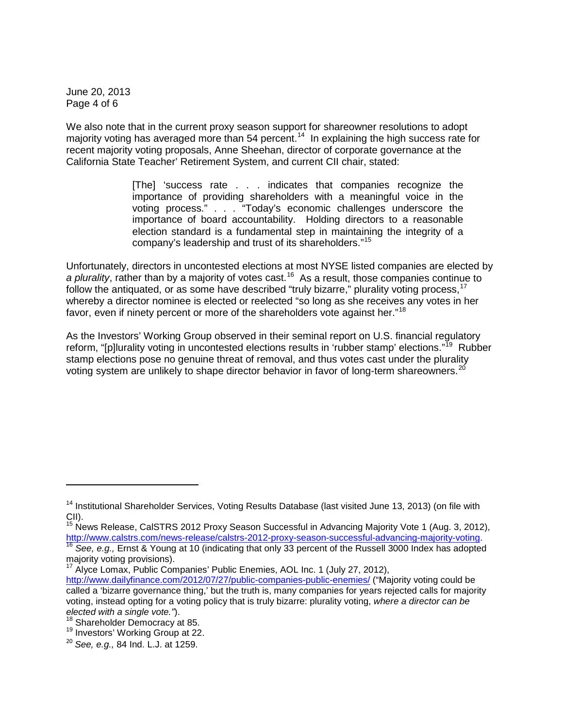We also note that in the current proxy season support for shareowner resolutions to adopt majority voting has averaged more than 54 percent.[14] In explaining the high success rate for recent majority voting proposals, Anne Sheehan, director of corporate governance at the California State Teacher' Retirement System, and current CII chair, stated:

> [The] 'success rate . . . indicates that companies recognize the importance of providing shareholders with a meaningful voice in the voting process." . . . "Today's economic challenges underscore the importance of board accountability. Holding directors to a reasonable election standard is a fundamental step in maintaining the integrity of a company's leadership and trust of its shareholders."[15]

Unfortunately, directors in uncontested elections at most NYSE listed companies are elected by *a plurality*, rather than by a majority of votes cast.[16] As a result, those companies continue to follow the antiquated, or as some have described "truly bizarre," plurality voting process,[17] whereby a director nominee is elected or reelected "so long as she receives any votes in her favor, even if ninety percent or more of the shareholders vote against her."[18]

As the Investors' Working Group observed in their seminal report on U.S. financial regulatory reform, "[p]lurality voting in uncontested elections results in 'rubber stamp' elections."[19] Rubber stamp elections pose no genuine threat of removal, and thus votes cast under the plurality voting system are unlikely to shape director behavior in favor of long-term shareowners.[20]

---

[14] Institutional Shareholder Services, Voting Results Database (last visited June 13, 2013) (on file with CII).

[15] News Release, CalSTRS 2012 Proxy Season Successful in Advancing Majority Vote 1 (Aug. 3, 2012), http://www.calstrs.com/news-release/calstrs-2012-proxy-season-successful-advancing-majority-voting.

[16] *See, e.g.,* Ernst & Young at 10 (indicating that only 33 percent of the Russell 3000 Index has adopted majority voting provisions).

[17] Alyce Lomax, Public Companies' Public Enemies, AOL Inc. 1 (July 27, 2012), http://www.dailyfinance.com/2012/07/27/public-companies-public-enemies/ ("Majority voting could be called a 'bizarre governance thing,' but the truth is, many companies for years rejected calls for majority voting, instead opting for a voting policy that is truly bizarre: plurality voting, *where a director can be elected with a single vote."*).

[18] Shareholder Democracy at 85.

[19] Investors' Working Group at 22.

[20] *See, e.g.,* 84 Ind. L.J. at 1259.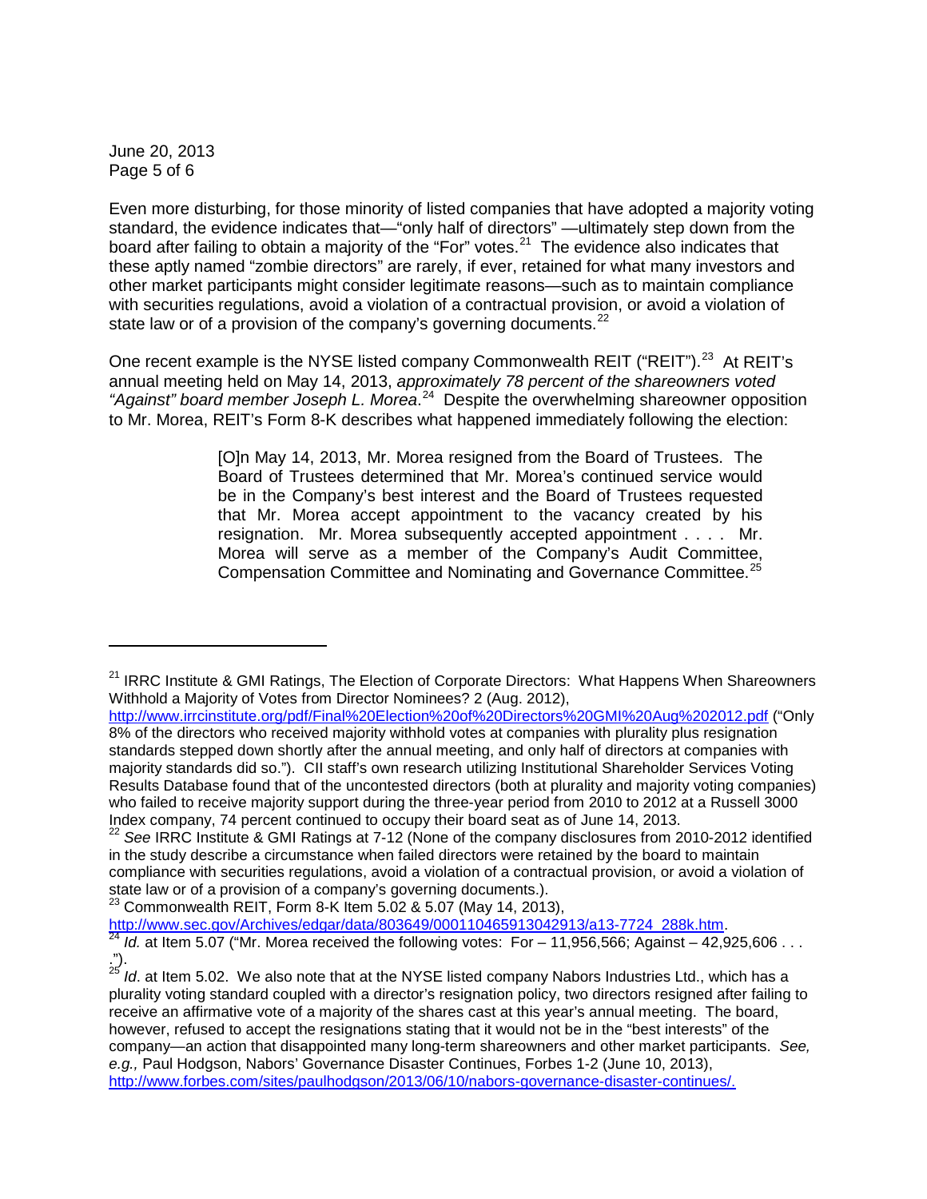Even more disturbing, for those minority of listed companies that have adopted a majority voting standard, the evidence indicates that—"only half of directors" —ultimately step down from the board after failing to obtain a majority of the "For" votes.[21] The evidence also indicates that these aptly named "zombie directors" are rarely, if ever, retained for what many investors and other market participants might consider legitimate reasons—such as to maintain compliance with securities regulations, avoid a violation of a contractual provision, or avoid a violation of state law or of a provision of the company's governing documents.[22]

One recent example is the NYSE listed company Commonwealth REIT ("REIT").[23] At REIT's annual meeting held on May 14, 2013, *approximately 78 percent of the shareowners voted "Against" board member Joseph L. Morea*.[24] Despite the overwhelming shareowner opposition to Mr. Morea, REIT's Form 8-K describes what happened immediately following the election:

> [O]n May 14, 2013, Mr. Morea resigned from the Board of Trustees. The Board of Trustees determined that Mr. Morea's continued service would be in the Company's best interest and the Board of Trustees requested that Mr. Morea accept appointment to the vacancy created by his resignation. Mr. Morea subsequently accepted appointment . . . . Mr. Morea will serve as a member of the Company's Audit Committee, Compensation Committee and Nominating and Governance Committee.[25]

---

[21] IRRC Institute & GMI Ratings, The Election of Corporate Directors: What Happens When Shareowners Withhold a Majority of Votes from Director Nominees? 2 (Aug. 2012), http://www.irrcinstitute.org/pdf/Final%20Election%20of%20Directors%20GMI%20Aug%202012.pdf ("Only 8% of the directors who received majority withhold votes at companies with plurality plus resignation standards stepped down shortly after the annual meeting, and only half of directors at companies with majority standards did so."). CII staff's own research utilizing Institutional Shareholder Services Voting Results Database found that of the uncontested directors (both at plurality and majority voting companies) who failed to receive majority support during the three-year period from 2010 to 2012 at a Russell 3000 Index company, 74 percent continued to occupy their board seat as of June 14, 2013.

[22] *See* IRRC Institute & GMI Ratings at 7-12 (None of the company disclosures from 2010-2012 identified in the study describe a circumstance when failed directors were retained by the board to maintain compliance with securities regulations, avoid a violation of a contractual provision, or avoid a violation of state law or of a provision of a company's governing documents.).

[23] Commonwealth REIT, Form 8-K Item 5.02 & 5.07 (May 14, 2013), http://www.sec.gov/Archives/edgar/data/803649/000110465913042913/a13-7724_288k.htm.

[24] *Id.* at Item 5.07 ("Mr. Morea received the following votes: For – 11,956,566; Against – 42,925,606 . . . .").

[25] *Id*. at Item 5.02. We also note that at the NYSE listed company Nabors Industries Ltd., which has a plurality voting standard coupled with a director's resignation policy, two directors resigned after failing to receive an affirmative vote of a majority of the shares cast at this year's annual meeting. The board, however, refused to accept the resignations stating that it would not be in the "best interests" of the company—an action that disappointed many long-term shareowners and other market participants. *See, e.g.,* Paul Hodgson, Nabors' Governance Disaster Continues, Forbes 1-2 (June 10, 2013), http://www.forbes.com/sites/paulhodgson/2013/06/10/nabors-governance-disaster-continues/.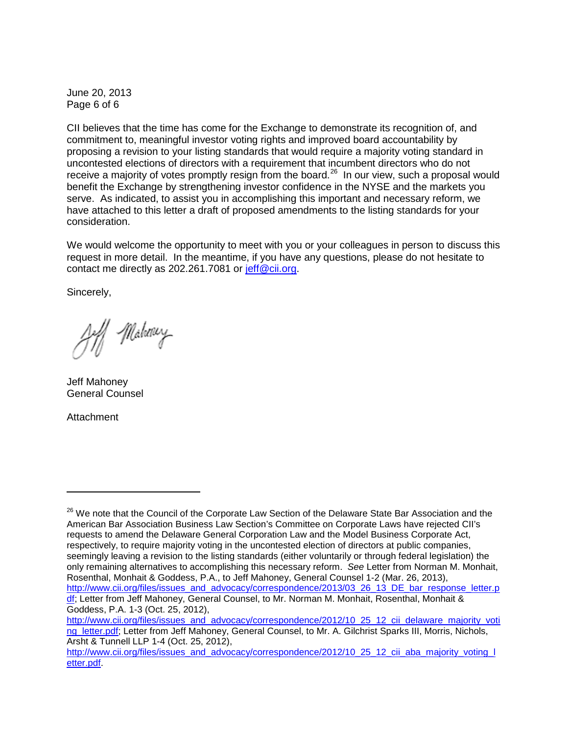CII believes that the time has come for the Exchange to demonstrate its recognition of, and commitment to, meaningful investor voting rights and improved board accountability by proposing a revision to your listing standards that would require a majority voting standard in uncontested elections of directors with a requirement that incumbent directors who do not receive a majority of votes promptly resign from the board.[26] In our view, such a proposal would benefit the Exchange by strengthening investor confidence in the NYSE and the markets you serve. As indicated, to assist you in accomplishing this important and necessary reform, we have attached to this letter a draft of proposed amendments to the listing standards for your consideration.

We would welcome the opportunity to meet with you or your colleagues in person to discuss this request in more detail. In the meantime, if you have any questions, please do not hesitate to contact me directly as 202.261.7081 or jeff@cii.org.

Sincerely,

Jeff Mahoney
General Counsel

Attachment

---

[26] We note that the Council of the Corporate Law Section of the Delaware State Bar Association and the American Bar Association Business Law Section's Committee on Corporate Laws have rejected CII's requests to amend the Delaware General Corporation Law and the Model Business Corporate Act, respectively, to require majority voting in the uncontested election of directors at public companies, seemingly leaving a revision to the listing standards (either voluntarily or through federal legislation) the only remaining alternatives to accomplishing this necessary reform. *See* Letter from Norman M. Monhait, Rosenthal, Monhait & Goddess, P.A., to Jeff Mahoney, General Counsel 1-2 (Mar. 26, 2013), http://www.cii.org/files/issues_and_advocacy/correspondence/2013/03_26_13_DE_bar_response_letter.pdf; Letter from Jeff Mahoney, General Counsel, to Mr. Norman M. Monhait, Rosenthal, Monhait & Goddess, P.A. 1-3 (Oct. 25, 2012), http://www.cii.org/files/issues_and_advocacy/correspondence/2012/10_25_12_cii_delaware_majority_voting_letter.pdf; Letter from Jeff Mahoney, General Counsel, to Mr. A. Gilchrist Sparks III, Morris, Nichols, Arsht & Tunnell LLP 1-4 (Oct. 25, 2012), http://www.cii.org/files/issues_and_advocacy/correspondence/2012/10_25_12_cii_aba_majority_voting_letter.pdf.